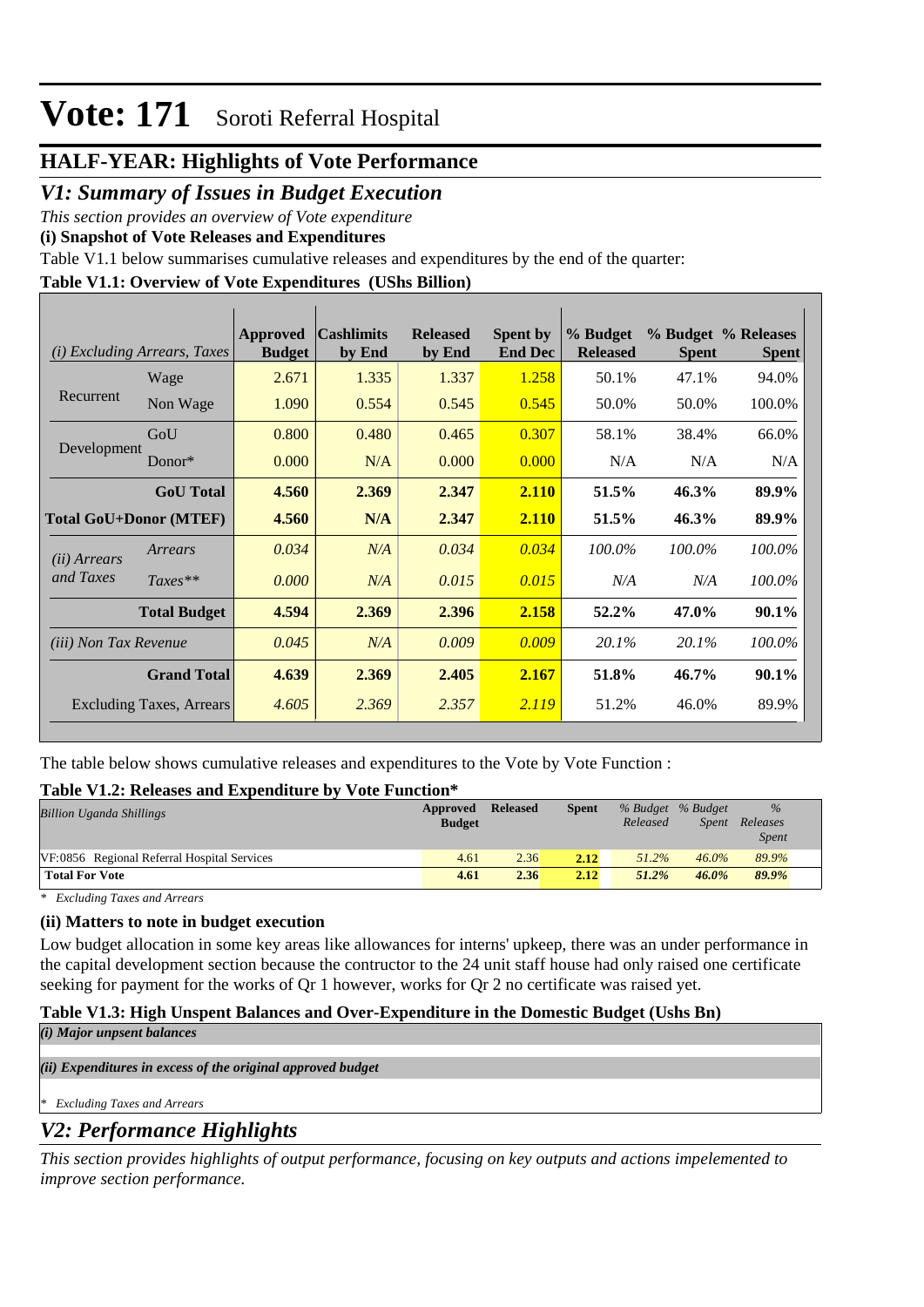# Vote: 171 Soroti Referral Hospital

## HALF-YEAR: Highlights of Vote Performance

## *V1: Summary of Issues in Budget Execution*

*This section provides an overview of Vote expenditure*

**(i) Snapshot of Vote Releases and Expenditures**

Table V1.1 below summarises cumulative releases and expenditures by the end of the quarter:

**Table V1.1: Overview of Vote Expenditures (UShs Billion)**

| *(i) Excluding Arrears, Taxes* | | Approved Budget | Cashlimits by End | Released by End | Spent by End Dec | % Budget Released | % Budget Spent | % Releases Spent |
|---|---|---|---|---|---|---|---|---|
| Recurrent | Wage | 2.671 | 1.335 | 1.337 | 1.258 | 50.1% | 47.1% | 94.0% |
| | Non Wage | 1.090 | 0.554 | 0.545 | 0.545 | 50.0% | 50.0% | 100.0% |
| Development | GoU | 0.800 | 0.480 | 0.465 | 0.307 | 58.1% | 38.4% | 66.0% |
| | Donor* | 0.000 | N/A | 0.000 | 0.000 | N/A | N/A | N/A |
| | **GoU Total** | **4.560** | **2.369** | **2.347** | **2.110** | **51.5%** | **46.3%** | **89.9%** |
| **Total GoU+Donor (MTEF)** | | **4.560** | **N/A** | **2.347** | **2.110** | **51.5%** | **46.3%** | **89.9%** |
| *(ii) Arrears and Taxes* | *Arrears* | *0.034* | *N/A* | *0.034* | *0.034* | *100.0%* | *100.0%* | *100.0%* |
| | *Taxes*** | *0.000* | *N/A* | *0.015* | *0.015* | *N/A* | *N/A* | *100.0%* |
| | **Total Budget** | **4.594** | **2.369** | **2.396** | **2.158** | **52.2%** | **47.0%** | **90.1%** |
| *(iii) Non Tax Revenue* | | *0.045* | *N/A* | *0.009* | *0.009* | *20.1%* | *20.1%* | *100.0%* |
| | **Grand Total** | **4.639** | **2.369** | **2.405** | **2.167** | **51.8%** | **46.7%** | **90.1%** |
| | Excluding Taxes, Arrears | *4.605* | *2.369* | *2.357* | *2.119* | 51.2% | 46.0% | 89.9% |

The table below shows cumulative releases and expenditures to the Vote by Vote Function :

**Table V1.2: Releases and Expenditure by Vote Function***

| *Billion Uganda Shillings* | Approved Budget | Released | Spent | *% Budget Released* | *% Budget Spent* | *% Releases Spent* |
|---|---|---|---|---|---|---|
| VF:0856 Regional Referral Hospital Services | 4.61 | 2.36 | 2.12 | 51.2% | 46.0% | 89.9% |
| **Total For Vote** | **4.61** | **2.36** | **2.12** | **51.2%** | **46.0%** | **89.9%** |

*\* Excluding Taxes and Arrears*

**(ii) Matters to note in budget execution**

Low budget allocation in some key areas like allowances for interns' upkeep, there was an under performance in the capital development section because the contructor to the 24 unit staff house had only raised one certificate seeking for payment for the works of Qr 1 however, works for Qr 2 no certificate was raised yet.

**Table V1.3: High Unspent Balances and Over-Expenditure in the Domestic Budget (Ushs Bn)**

***(i) Major unpsent balances***

***(ii) Expenditures in excess of the original approved budget***

*\* Excluding Taxes and Arrears*

## *V2: Performance Highlights*

*This section provides highlights of output performance, focusing on key outputs and actions impelemented to improve section performance.*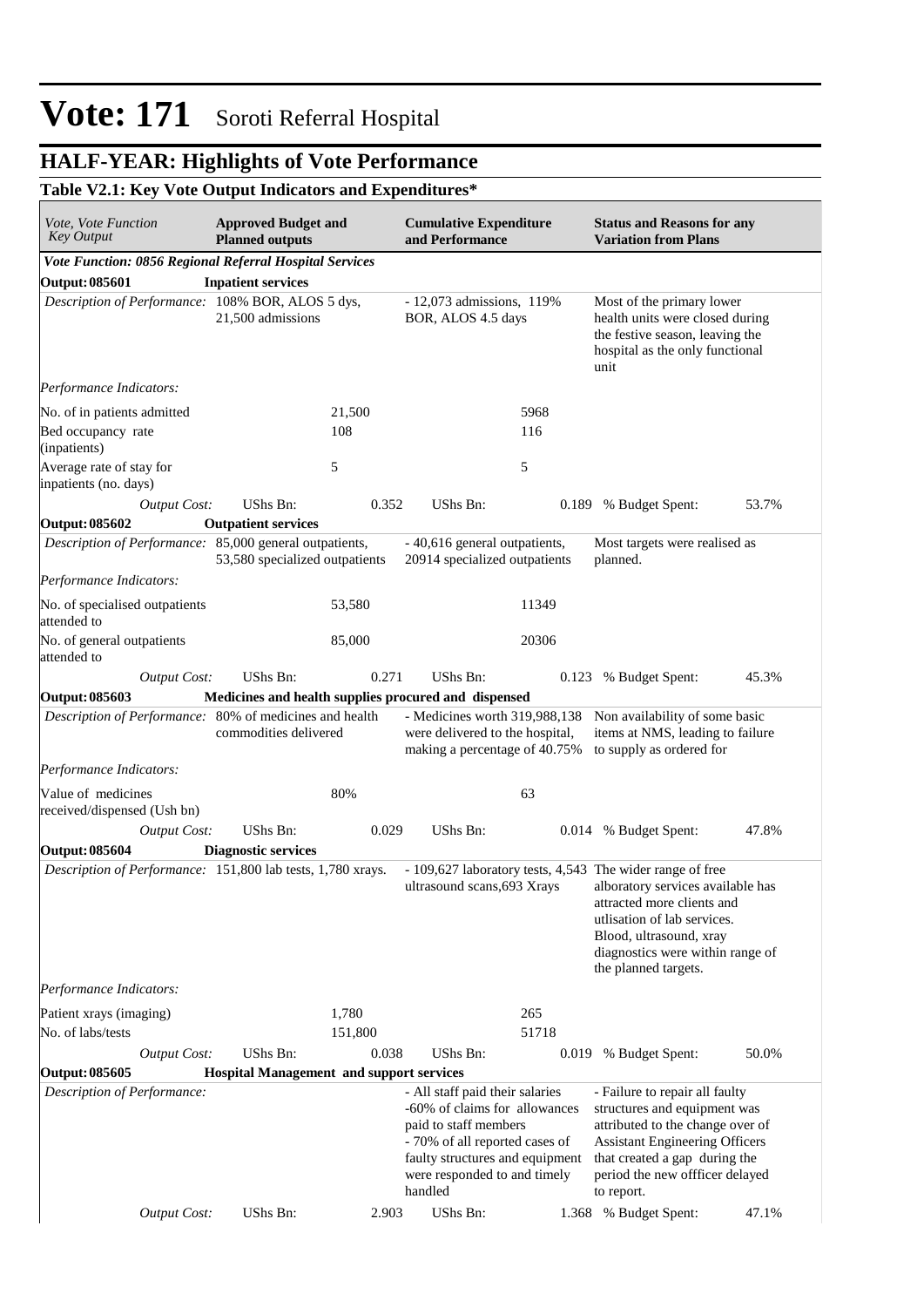# Vote: 171 Soroti Referral Hospital

## HALF-YEAR: Highlights of Vote Performance

### Table V2.1: Key Vote Output Indicators and Expenditures*

| *Vote, Vote Function Key Output* | **Approved Budget and Planned outputs** | | **Cumulative Expenditure and Performance** | | **Status and Reasons for any Variation from Plans** | |
|---|---|---|---|---|---|---|
| ***Vote Function: 0856 Regional Referral Hospital Services*** | | | | | | |
| **Output: 085601** | **Inpatient services** | | | | | |
| *Description of Performance:* | 108% BOR, ALOS 5 dys, 21,500 admissions | | - 12,073 admissions, 119% BOR, ALOS 4.5 days | | Most of the primary lower health units were closed during the festive season, leaving the hospital as the only functional unit | |
| *Performance Indicators:* | | | | | | |
| No. of in patients admitted | | 21,500 | | 5968 | | |
| Bed occupancy rate (inpatients) | | 108 | | 116 | | |
| Average rate of stay for inpatients (no. days) | | 5 | | 5 | | |
| *Output Cost:* | UShs Bn: | 0.352 | UShs Bn: | 0.189 | % Budget Spent: | 53.7% |
| **Output: 085602** | **Outpatient services** | | | | | |
| *Description of Performance:* | 85,000 general outpatients, 53,580 specialized outpatients | | - 40,616 general outpatients, 20914 specialized outpatients | | Most targets were realised as planned. | |
| *Performance Indicators:* | | | | | | |
| No. of specialised outpatients attended to | | 53,580 | | 11349 | | |
| No. of general outpatients attended to | | 85,000 | | 20306 | | |
| *Output Cost:* | UShs Bn: | 0.271 | UShs Bn: | 0.123 | % Budget Spent: | 45.3% |
| **Output: 085603** | **Medicines and health supplies procured and dispensed** | | | | | |
| *Description of Performance:* | 80% of medicines and health commodities delivered | | - Medicines worth 319,988,138 were delivered to the hospital, making a percentage of 40.75% | | Non availability of some basic items at NMS, leading to failure to supply as ordered for | |
| *Performance Indicators:* | | | | | | |
| Value of medicines received/dispensed (Ush bn) | | 80% | | 63 | | |
| *Output Cost:* | UShs Bn: | 0.029 | UShs Bn: | 0.014 | % Budget Spent: | 47.8% |
| **Output: 085604** | **Diagnostic services** | | | | | |
| *Description of Performance:* | 151,800 lab tests, 1,780 xrays. | | - 109,627 laboratory tests, 4,543 ultrasound scans,693 Xrays | | The wider range of free alboratory services available has attracted more clients and utlisation of lab services. Blood, ultrasound, xray diagnostics were within range of the planned targets. | |
| *Performance Indicators:* | | | | | | |
| Patient xrays (imaging) | | 1,780 | | 265 | | |
| No. of labs/tests | | 151,800 | | 51718 | | |
| *Output Cost:* | UShs Bn: | 0.038 | UShs Bn: | 0.019 | % Budget Spent: | 50.0% |
| **Output: 085605** | **Hospital Management and support services** | | | | | |
| *Description of Performance:* | | | - All staff paid their salaries<br>-60% of claims for allowances paid to staff members<br>- 70% of all reported cases of faulty structures and equipment were responded to and timely handled | | - Failure to repair all faulty structures and equipment was attributed to the change over of Assistant Engineering Officers that created a gap during the period the new offficer delayed to report. | |
| *Output Cost:* | UShs Bn: | 2.903 | UShs Bn: | 1.368 | % Budget Spent: | 47.1% |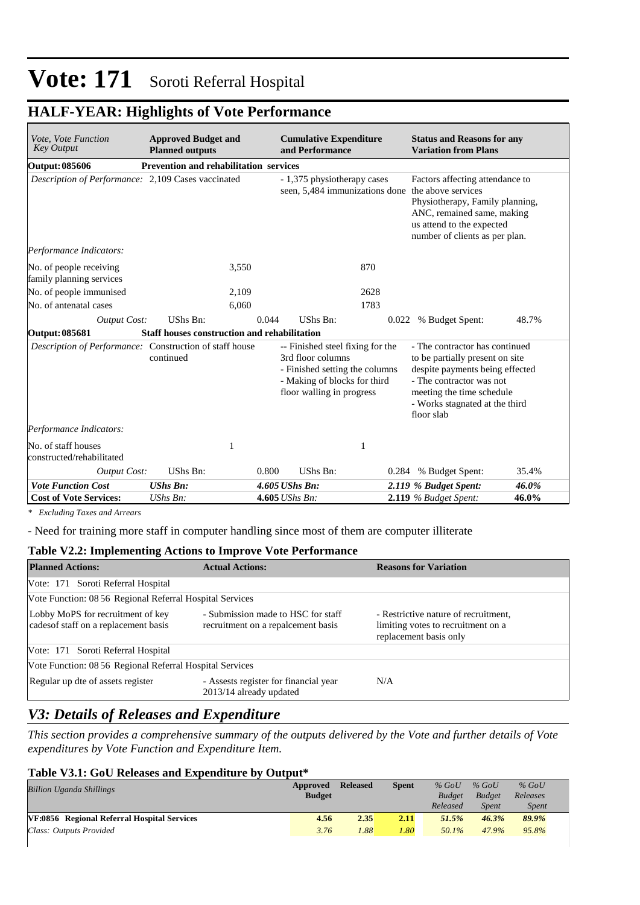# Vote: 171 Soroti Referral Hospital

## HALF-YEAR: Highlights of Vote Performance

| *Vote, Vote Function Key Output* | **Approved Budget and Planned outputs** | | **Cumulative Expenditure and Performance** | | **Status and Reasons for any Variation from Plans** | |
|---|---|---|---|---|---|---|
| **Output: 085606** | **Prevention and rehabilitation services** | | | | | |
| *Description of Performance:* | 2,109 Cases vaccinated | | - 1,375 physiotherapy cases seen, 5,484 immunizations done | | Factors affecting attendance to the above services Physiotherapy, Family planning, ANC, remained same, making us attend to the expected number of clients as per plan. | |
| *Performance Indicators:* | | | | | | |
| No. of people receiving family planning services | | 3,550 | | 870 | | |
| No. of people immunised | | 2,109 | | 2628 | | |
| No. of antenatal cases | | 6,060 | | 1783 | | |
| *Output Cost:* | UShs Bn: | 0.044 | UShs Bn: | 0.022 | % Budget Spent: | 48.7% |
| **Output: 085681** | **Staff houses construction and rehabilitation** | | | | | |
| *Description of Performance:* | Construction of staff house continued | | -- Finished steel fixing for the 3rd floor columns<br>- Finished setting the columns<br>- Making of blocks for third floor walling in progress | | - The contractor has continued to be partially present on site despite payments being effected<br>- The contractor was not meeting the time schedule<br>- Works stagnated at the third floor slab | |
| *Performance Indicators:* | | | | | | |
| No. of staff houses constructed/rehabilitated | | 1 | | 1 | | |
| *Output Cost:* | UShs Bn: | 0.800 | UShs Bn: | 0.284 | % Budget Spent: | 35.4% |
| ***Vote Function Cost*** | ***UShs Bn:*** | ***4.605*** | ***UShs Bn:*** | ***2.119*** | ***% Budget Spent:*** | ***46.0%*** |
| **Cost of Vote Services:** | *UShs Bn:* | **4.605** | *UShs Bn:* | **2.119** | *% Budget Spent:* | **46.0%** |

*\* Excluding Taxes and Arrears*

- Need for training more staff in computer handling since most of them are computer illiterate

### Table V2.2: Implementing Actions to Improve Vote Performance

| **Planned Actions:** | **Actual Actions:** | **Reasons for Variation** |
|---|---|---|
| Vote: 171 Soroti Referral Hospital | | |
| Vote Function: 08 56 Regional Referral Hospital Services | | |
| Lobby MoPS for recruitment of key cadesof staff on a replacement basis | - Submission made to HSC for staff recruitment on a repalcement basis | - Restrictive nature of recruitment, limiting votes to recruitment on a replacement basis only |
| Vote: 171 Soroti Referral Hospital | | |
| Vote Function: 08 56 Regional Referral Hospital Services | | |
| Regular up dte of assets register | - Assests register for financial year 2013/14 already updated | N/A |

## *V3: Details of Releases and Expenditure*

*This section provides a comprehensive summary of the outputs delivered by the Vote and further details of Vote expenditures by Vote Function and Expenditure Item.*

### Table V3.1: GoU Releases and Expenditure by Output*

| *Billion Uganda Shillings* | **Approved Budget** | **Released** | **Spent** | *% GoU Budget Released* | *% GoU Budget Spent* | *% GoU Releases Spent* |
|---|---|---|---|---|---|---|
| **VF:0856 Regional Referral Hospital Services** | **4.56** | **2.35** | **2.11** | ***51.5%*** | ***46.3%*** | ***89.9%*** |
| *Class: Outputs Provided* | *3.76* | *1.88* | *1.80* | *50.1%* | *47.9%* | *95.8%* |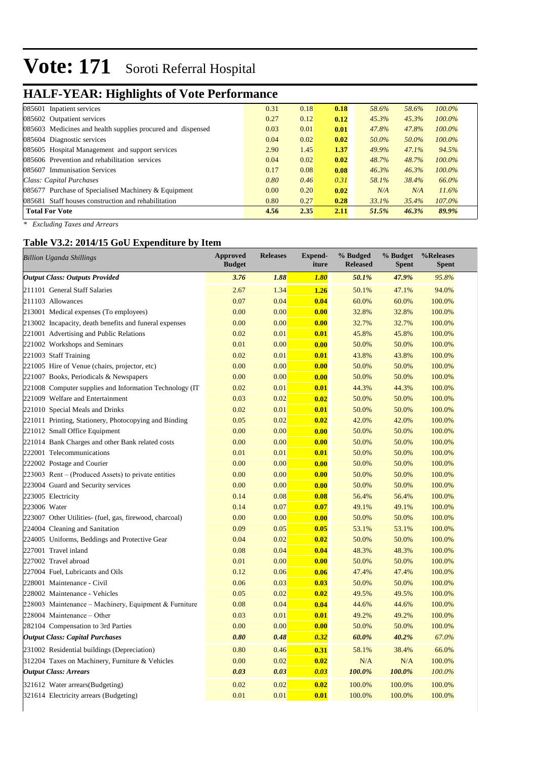# Vote: 171 Soroti Referral Hospital

## HALF-YEAR: Highlights of Vote Performance

| | | | | | | |
|---|---|---|---|---|---|---|
| 085601 Inpatient services | 0.31 | 0.18 | **0.18** | *58.6%* | *58.6%* | *100.0%* |
| 085602 Outpatient services | 0.27 | 0.12 | **0.12** | *45.3%* | *45.3%* | *100.0%* |
| 085603 Medicines and health supplies procured and dispensed | 0.03 | 0.01 | **0.01** | *47.8%* | *47.8%* | *100.0%* |
| 085604 Diagnostic services | 0.04 | 0.02 | **0.02** | *50.0%* | *50.0%* | *100.0%* |
| 085605 Hospital Management and support services | 2.90 | 1.45 | **1.37** | *49.9%* | *47.1%* | *94.5%* |
| 085606 Prevention and rehabilitation services | 0.04 | 0.02 | **0.02** | *48.7%* | *48.7%* | *100.0%* |
| 085607 Immunisation Services | 0.17 | 0.08 | **0.08** | *46.3%* | *46.3%* | *100.0%* |
| *Class: Capital Purchases* | *0.80* | *0.46* | *0.31* | *58.1%* | *38.4%* | *66.0%* |
| 085677 Purchase of Specialised Machinery & Equipment | 0.00 | 0.20 | **0.02** | *N/A* | *N/A* | *11.6%* |
| 085681 Staff houses construction and rehabilitation | 0.80 | 0.27 | **0.28** | *33.1%* | *35.4%* | *107.0%* |
| **Total For Vote** | **4.56** | **2.35** | **2.11** | ***51.5%*** | ***46.3%*** | ***89.9%*** |

*\* Excluding Taxes and Arrears*

### Table V3.2: 2014/15 GoU Expenditure by Item

| *Billion Uganda Shillings* | Approved Budget | Releases | Expend-iture | % Budged Released | % Budget Spent | %Releases Spent |
|---|---|---|---|---|---|---|
| ***Output Class: Outputs Provided*** | ***3.76*** | ***1.88*** | ***1.80*** | ***50.1%*** | ***47.9%*** | *95.8%* |
| 211101 General Staff Salaries | 2.67 | 1.34 | **1.26** | 50.1% | 47.1% | 94.0% |
| 211103 Allowances | 0.07 | 0.04 | **0.04** | 60.0% | 60.0% | 100.0% |
| 213001 Medical expenses (To employees) | 0.00 | 0.00 | **0.00** | 32.8% | 32.8% | 100.0% |
| 213002 Incapacity, death benefits and funeral expenses | 0.00 | 0.00 | **0.00** | 32.7% | 32.7% | 100.0% |
| 221001 Advertising and Public Relations | 0.02 | 0.01 | **0.01** | 45.8% | 45.8% | 100.0% |
| 221002 Workshops and Seminars | 0.01 | 0.00 | **0.00** | 50.0% | 50.0% | 100.0% |
| 221003 Staff Training | 0.02 | 0.01 | **0.01** | 43.8% | 43.8% | 100.0% |
| 221005 Hire of Venue (chairs, projector, etc) | 0.00 | 0.00 | **0.00** | 50.0% | 50.0% | 100.0% |
| 221007 Books, Periodicals & Newspapers | 0.00 | 0.00 | **0.00** | 50.0% | 50.0% | 100.0% |
| 221008 Computer supplies and Information Technology (IT | 0.02 | 0.01 | **0.01** | 44.3% | 44.3% | 100.0% |
| 221009 Welfare and Entertainment | 0.03 | 0.02 | **0.02** | 50.0% | 50.0% | 100.0% |
| 221010 Special Meals and Drinks | 0.02 | 0.01 | **0.01** | 50.0% | 50.0% | 100.0% |
| 221011 Printing, Stationery, Photocopying and Binding | 0.05 | 0.02 | **0.02** | 42.0% | 42.0% | 100.0% |
| 221012 Small Office Equipment | 0.00 | 0.00 | **0.00** | 50.0% | 50.0% | 100.0% |
| 221014 Bank Charges and other Bank related costs | 0.00 | 0.00 | **0.00** | 50.0% | 50.0% | 100.0% |
| 222001 Telecommunications | 0.01 | 0.01 | **0.01** | 50.0% | 50.0% | 100.0% |
| 222002 Postage and Courier | 0.00 | 0.00 | **0.00** | 50.0% | 50.0% | 100.0% |
| 223003 Rent – (Produced Assets) to private entities | 0.00 | 0.00 | **0.00** | 50.0% | 50.0% | 100.0% |
| 223004 Guard and Security services | 0.00 | 0.00 | **0.00** | 50.0% | 50.0% | 100.0% |
| 223005 Electricity | 0.14 | 0.08 | **0.08** | 56.4% | 56.4% | 100.0% |
| 223006 Water | 0.14 | 0.07 | **0.07** | 49.1% | 49.1% | 100.0% |
| 223007 Other Utilities- (fuel, gas, firewood, charcoal) | 0.00 | 0.00 | **0.00** | 50.0% | 50.0% | 100.0% |
| 224004 Cleaning and Sanitation | 0.09 | 0.05 | **0.05** | 53.1% | 53.1% | 100.0% |
| 224005 Uniforms, Beddings and Protective Gear | 0.04 | 0.02 | **0.02** | 50.0% | 50.0% | 100.0% |
| 227001 Travel inland | 0.08 | 0.04 | **0.04** | 48.3% | 48.3% | 100.0% |
| 227002 Travel abroad | 0.01 | 0.00 | **0.00** | 50.0% | 50.0% | 100.0% |
| 227004 Fuel, Lubricants and Oils | 0.12 | 0.06 | **0.06** | 47.4% | 47.4% | 100.0% |
| 228001 Maintenance - Civil | 0.06 | 0.03 | **0.03** | 50.0% | 50.0% | 100.0% |
| 228002 Maintenance - Vehicles | 0.05 | 0.02 | **0.02** | 49.5% | 49.5% | 100.0% |
| 228003 Maintenance – Machinery, Equipment & Furniture | 0.08 | 0.04 | **0.04** | 44.6% | 44.6% | 100.0% |
| 228004 Maintenance – Other | 0.03 | 0.01 | **0.01** | 49.2% | 49.2% | 100.0% |
| 282104 Compensation to 3rd Parties | 0.00 | 0.00 | **0.00** | 50.0% | 50.0% | 100.0% |
| ***Output Class: Capital Purchases*** | ***0.80*** | ***0.48*** | ***0.32*** | ***60.0%*** | ***40.2%*** | *67.0%* |
| 231002 Residential buildings (Depreciation) | 0.80 | 0.46 | **0.31** | 58.1% | 38.4% | 66.0% |
| 312204 Taxes on Machinery, Furniture & Vehicles | 0.00 | 0.02 | **0.02** | N/A | N/A | 100.0% |
| ***Output Class: Arrears*** | ***0.03*** | ***0.03*** | ***0.03*** | ***100.0%*** | ***100.0%*** | *100.0%* |
| 321612 Water arrears(Budgeting) | 0.02 | 0.02 | **0.02** | 100.0% | 100.0% | 100.0% |
| 321614 Electricity arrears (Budgeting) | 0.01 | 0.01 | **0.01** | 100.0% | 100.0% | 100.0% |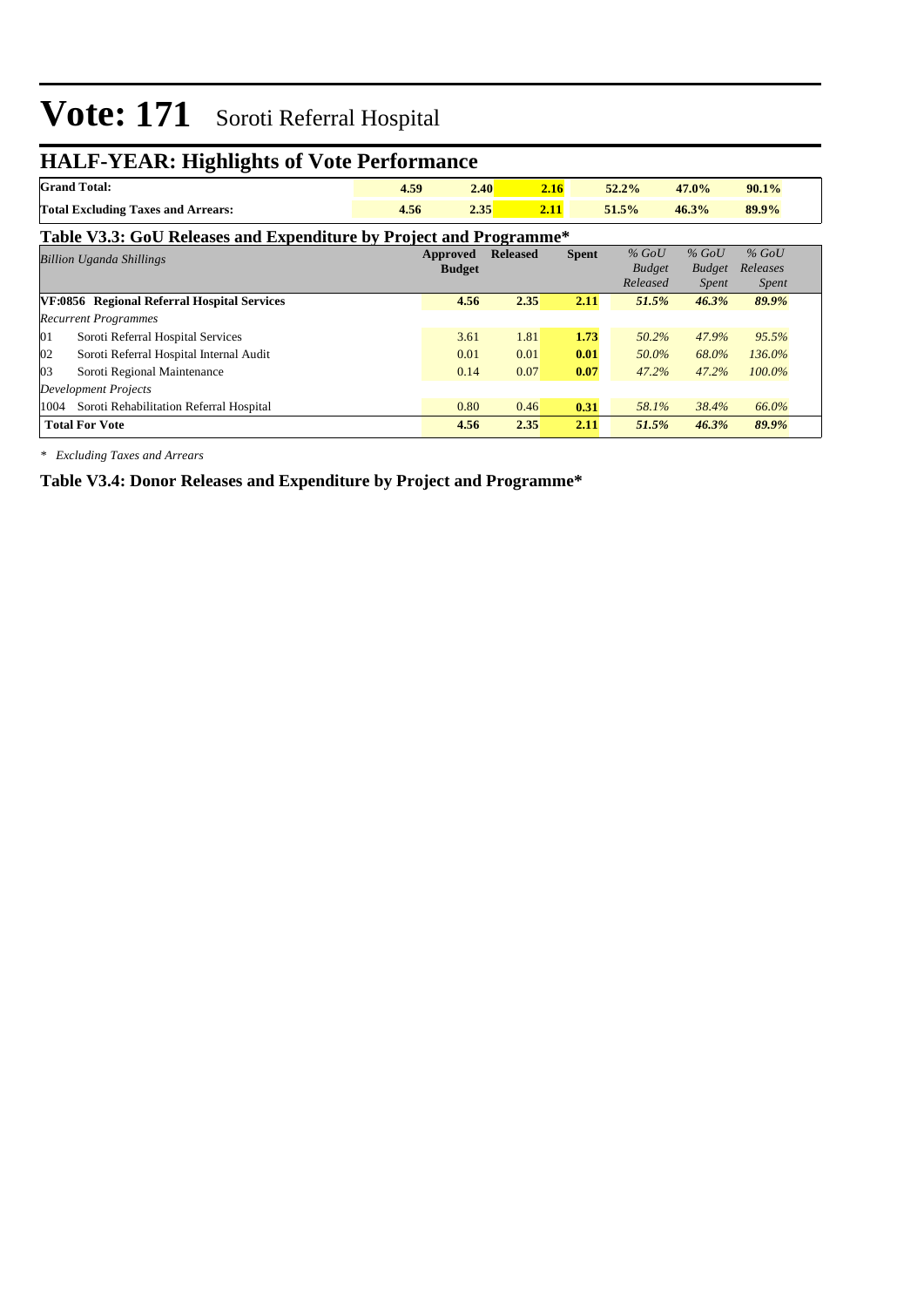# Vote: 171 Soroti Referral Hospital

## HALF-YEAR: Highlights of Vote Performance

| | | | | | | |
|---|---|---|---|---|---|---|
| **Grand Total:** | **4.59** | **2.40** | **2.16** | **52.2%** | **47.0%** | **90.1%** |
| **Total Excluding Taxes and Arrears:** | **4.56** | **2.35** | **2.11** | **51.5%** | **46.3%** | **89.9%** |

### Table V3.3: GoU Releases and Expenditure by Project and Programme*

| *Billion Uganda Shillings* | **Approved Budget** | **Released** | **Spent** | *% GoU Budget Released* | *% GoU Budget Spent* | *% GoU Releases Spent* |
|---|---|---|---|---|---|---|
| **VF:0856 Regional Referral Hospital Services** | **4.56** | **2.35** | **2.11** | ***51.5%*** | ***46.3%*** | ***89.9%*** |
| *Recurrent Programmes* | | | | | | |
| 01 Soroti Referral Hospital Services | 3.61 | 1.81 | **1.73** | *50.2%* | *47.9%* | *95.5%* |
| 02 Soroti Referral Hospital Internal Audit | 0.01 | 0.01 | **0.01** | *50.0%* | *68.0%* | *136.0%* |
| 03 Soroti Regional Maintenance | 0.14 | 0.07 | **0.07** | *47.2%* | *47.2%* | *100.0%* |
| *Development Projects* | | | | | | |
| 1004 Soroti Rehabilitation Referral Hospital | 0.80 | 0.46 | **0.31** | *58.1%* | *38.4%* | *66.0%* |
| **Total For Vote** | **4.56** | **2.35** | **2.11** | ***51.5%*** | ***46.3%*** | ***89.9%*** |

*\* Excluding Taxes and Arrears*

**Table V3.4: Donor Releases and Expenditure by Project and Programme***